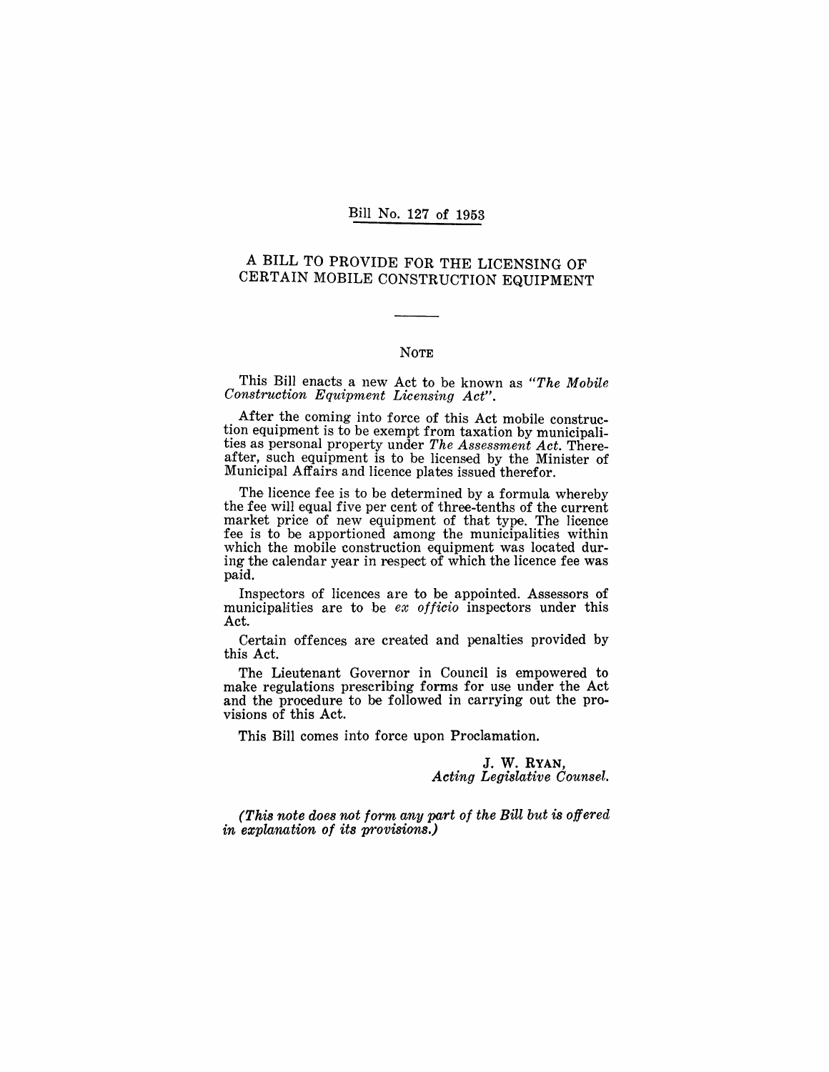# Bill No. 127 of 1953

## A BILL TO PROVIDE FOR THE LICENSING OF CERTAIN MOBILE CONSTRUCTION EQUIPMENT

### NOTE

This Bill enacts a new Act to be known as *"The Mobile Construction Equipment Licensing Act"*.

After the coming into force of this Act mobile construction equipment is to be exempt from taxation by municipalities as personal property under *The Assessment Act*. Thereafter, such equipment is to be licensed by the Minister of Municipal Affairs and licence plates issued therefor.

The licence fee is to be determined by a formula whereby the fee will equal five per cent of three-tenths of the current market price of new equipment of that type. The licence fee is to be apportioned among the municipalities within which the mobile construction equipment was located during the calendar year in respect of which the licence fee was paid.

Inspectors of licences are to be appointed. Assessors of municipalities are to be *ex officio* inspectors under this Act.

Certain offences are created and penalties provided by this Act.

The Lieutenant Governor in Council is empowered to make regulations prescribing forms for use under the Act and the procedure to be followed in carrying out the provisions of this Act.

This Bill comes into force upon Proclamation.

J. W. RYAN,
*Acting Legislative Counsel.*

*(This note does not form any part of the Bill but is offered in explanation of its provisions.)*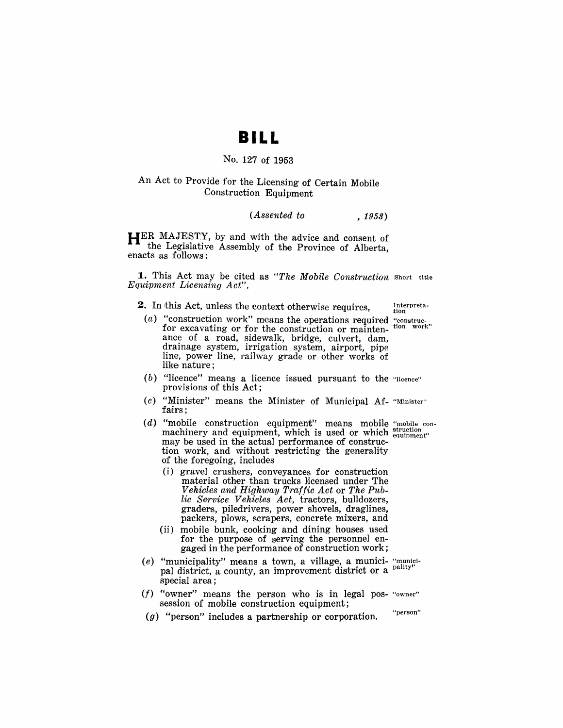# BILL

No. 127 of 1953

An Act to Provide for the Licensing of Certain Mobile Construction Equipment

*(Assented to , 1953)*

HER MAJESTY, by and with the advice and consent of the Legislative Assembly of the Province of Alberta, enacts as follows:

**1.** This Act may be cited as *"The Mobile Construction Equipment Licensing Act"*. — Short title

**2.** In this Act, unless the context otherwise requires, — Interpretation

(*a*) "construction work" means the operations required for excavating or for the construction or maintenance of a road, sidewalk, bridge, culvert, dam, drainage system, irrigation system, airport, pipe line, power line, railway grade or other works of like nature; — "construction work"

(*b*) "licence" means a licence issued pursuant to the provisions of this Act; — "licence"

(*c*) "Minister" means the Minister of Municipal Affairs; — "Minister"

(*d*) "mobile construction equipment" means mobile machinery and equipment, which is used or which may be used in the actual performance of construction work, and without restricting the generality of the foregoing, includes — "mobile construction equipment"

(i) gravel crushers, conveyances for construction material other than trucks licensed under The *Vehicles and Highway Traffic Act* or *The Public Service Vehicles Act*, tractors, bulldozers, graders, piledrivers, power shovels, draglines, packers, plows, scrapers, concrete mixers, and

(ii) mobile bunk, cooking and dining houses used for the purpose of serving the personnel engaged in the performance of construction work;

(*e*) "municipality" means a town, a village, a municipal district, a county, an improvement district or a special area; — "municipality"

(*f*) "owner" means the person who is in legal possession of mobile construction equipment; — "owner"

(*g*) "person" includes a partnership or corporation. — "person"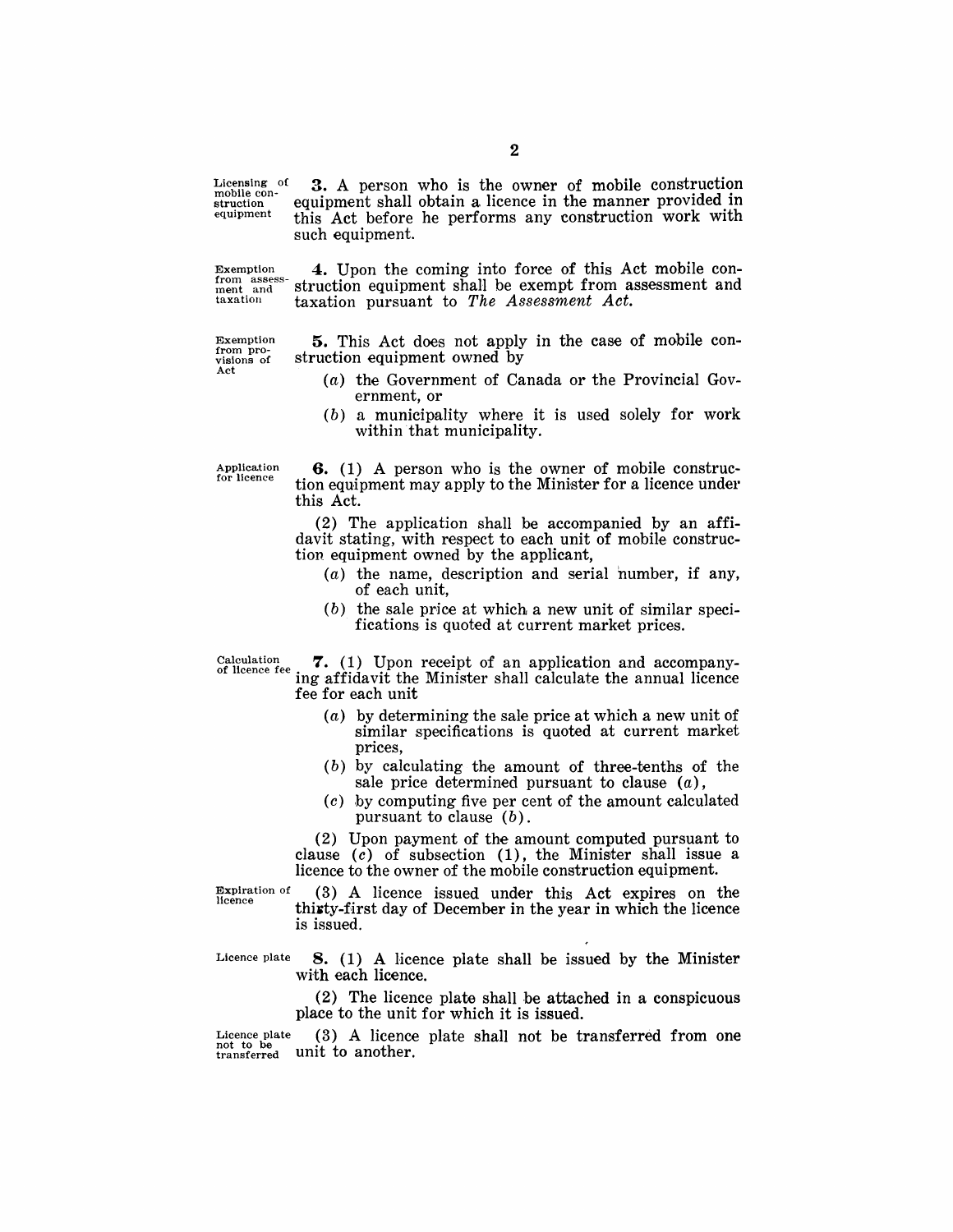Licensing of mobile construction equipment

**3.** A person who is the owner of mobile construction equipment shall obtain a licence in the manner provided in this Act before he performs any construction work with such equipment.

Exemption from assessment and taxation

**4.** Upon the coming into force of this Act mobile construction equipment shall be exempt from assessment and taxation pursuant to *The Assessment Act.*

Exemption from provisions of Act

**5.** This Act does not apply in the case of mobile construction equipment owned by

- (*a*) the Government of Canada or the Provincial Government, or
- (*b*) a municipality where it is used solely for work within that municipality.

Application for licence

**6.** (1) A person who is the owner of mobile construction equipment may apply to the Minister for a licence under this Act.

(2) The application shall be accompanied by an affidavit stating, with respect to each unit of mobile construction equipment owned by the applicant,

- (*a*) the name, description and serial number, if any, of each unit,
- (*b*) the sale price at which a new unit of similar specifications is quoted at current market prices.

Calculation of licence fee

**7.** (1) Upon receipt of an application and accompanying affidavit the Minister shall calculate the annual licence fee for each unit

- (*a*) by determining the sale price at which a new unit of similar specifications is quoted at current market prices,
- (*b*) by calculating the amount of three-tenths of the sale price determined pursuant to clause (*a*),
- (*c*) by computing five per cent of the amount calculated pursuant to clause (*b*).

(2) Upon payment of the amount computed pursuant to clause (*c*) of subsection (1), the Minister shall issue a licence to the owner of the mobile construction equipment.

Expiration of licence

(3) A licence issued under this Act expires on the thirty-first day of December in the year in which the licence is issued.

Licence plate

**8.** (1) A licence plate shall be issued by the Minister with each licence.

(2) The licence plate shall be attached in a conspicuous place to the unit for which it is issued.

Licence plate not to be transferred

(3) A licence plate shall not be transferred from one unit to another.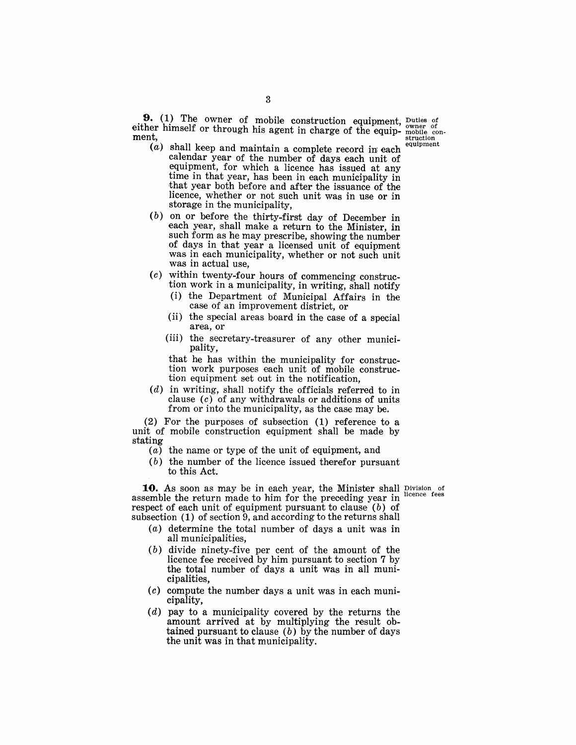**9.** (1) The owner of mobile construction equipment, either himself or through his agent in charge of the equipment,

*Duties of owner of mobile construction equipment*

- (*a*) shall keep and maintain a complete record in each calendar year of the number of days each unit of equipment, for which a licence has issued at any time in that year, has been in each municipality in that year both before and after the issuance of the licence, whether or not such unit was in use or in storage in the municipality,
- (*b*) on or before the thirty-first day of December in each year, shall make a return to the Minister, in such form as he may prescribe, showing the number of days in that year a licensed unit of equipment was in each municipality, whether or not such unit was in actual use,
- (*c*) within twenty-four hours of commencing construction work in a municipality, in writing, shall notify
  - (i) the Department of Municipal Affairs in the case of an improvement district, or
  - (ii) the special areas board in the case of a special area, or
  - (iii) the secretary-treasurer of any other municipality,

  that he has within the municipality for construction work purposes each unit of mobile construction equipment set out in the notification,
- (*d*) in writing, shall notify the officials referred to in clause (*c*) of any withdrawals or additions of units from or into the municipality, as the case may be.

(2) For the purposes of subsection (1) reference to a unit of mobile construction equipment shall be made by stating

- (*a*) the name or type of the unit of equipment, and
- (*b*) the number of the licence issued therefor pursuant to this Act.

**10.** As soon as may be in each year, the Minister shall assemble the return made to him for the preceding year in respect of each unit of equipment pursuant to clause (*b*) of subsection (1) of section 9, and according to the returns shall

*Division of licence fees*

- (*a*) determine the total number of days a unit was in all municipalities,
- (*b*) divide ninety-five per cent of the amount of the licence fee received by him pursuant to section 7 by the total number of days a unit was in all municipalities,
- (*c*) compute the number days a unit was in each municipality,
- (*d*) pay to a municipality covered by the returns the amount arrived at by multiplying the result obtained pursuant to clause (*b*) by the number of days the unit was in that municipality.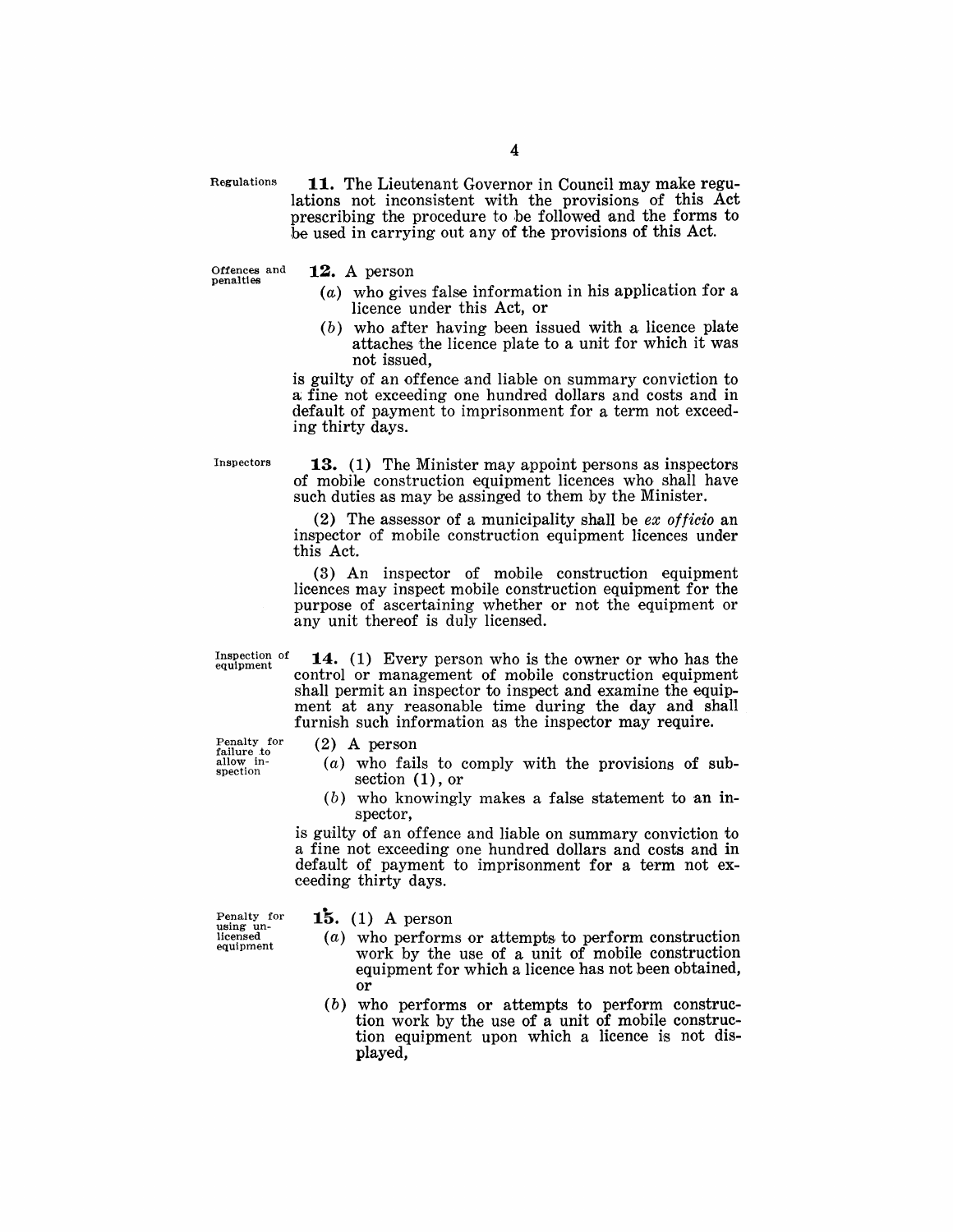Regulations

**11.** The Lieutenant Governor in Council may make regulations not inconsistent with the provisions of this Act prescribing the procedure to be followed and the forms to be used in carrying out any of the provisions of this Act.

Offences and penalties

**12.** A person

- (*a*) who gives false information in his application for a licence under this Act, or
- (*b*) who after having been issued with a licence plate attaches the licence plate to a unit for which it was not issued,

is guilty of an offence and liable on summary conviction to a fine not exceeding one hundred dollars and costs and in default of payment to imprisonment for a term not exceeding thirty days.

Inspectors

**13.** (1) The Minister may appoint persons as inspectors of mobile construction equipment licences who shall have such duties as may be assinged to them by the Minister.

(2) The assessor of a municipality shall be *ex officio* an inspector of mobile construction equipment licences under this Act.

(3) An inspector of mobile construction equipment licences may inspect mobile construction equipment for the purpose of ascertaining whether or not the equipment or any unit thereof is duly licensed.

Inspection of equipment

**14.** (1) Every person who is the owner or who has the control or management of mobile construction equipment shall permit an inspector to inspect and examine the equipment at any reasonable time during the day and shall furnish such information as the inspector may require.

Penalty for failure to allow inspection

(2) A person

- (*a*) who fails to comply with the provisions of subsection (1), or
- (*b*) who knowingly makes a false statement to an inspector,

is guilty of an offence and liable on summary conviction to a fine not exceeding one hundred dollars and costs and in default of payment to imprisonment for a term not exceeding thirty days.

Penalty for using unlicensed equipment

**15.** (1) A person

- (*a*) who performs or attempts to perform construction work by the use of a unit of mobile construction equipment for which a licence has not been obtained, or
- (*b*) who performs or attempts to perform construction work by the use of a unit of mobile construction equipment upon which a licence is not displayed,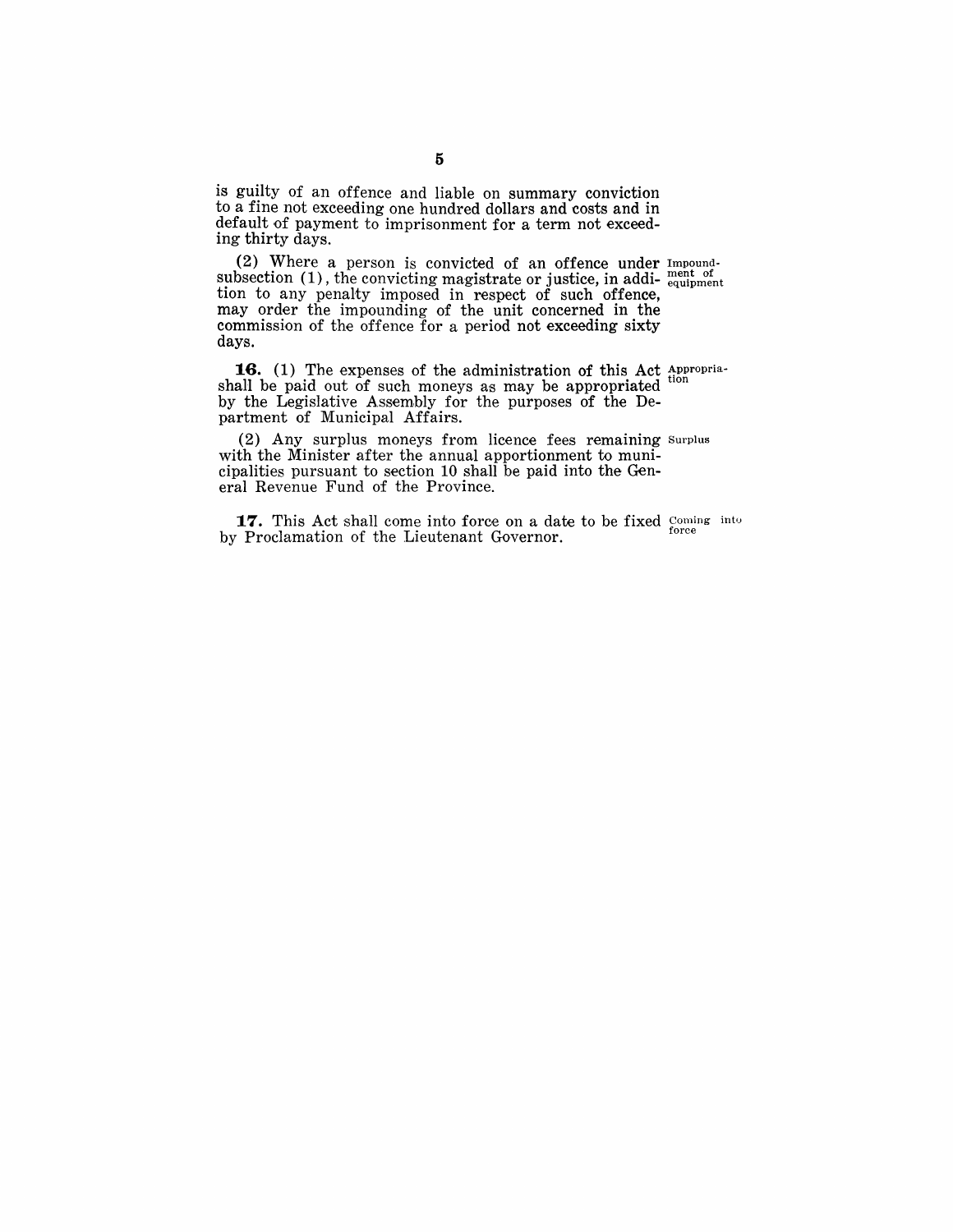is guilty of an offence and liable on summary conviction to a fine not exceeding one hundred dollars and costs and in default of payment to imprisonment for a term not exceeding thirty days.

(2) Where a person is convicted of an offence under subsection (1), the convicting magistrate or justice, in addition to any penalty imposed in respect of such offence, may order the impounding of the unit concerned in the commission of the offence for a period not exceeding sixty days.

Impoundment of equipment

**16.** (1) The expenses of the administration of this Act shall be paid out of such moneys as may be appropriated by the Legislative Assembly for the purposes of the Department of Municipal Affairs.

Appropriation

(2) Any surplus moneys from licence fees remaining with the Minister after the annual apportionment to municipalities pursuant to section 10 shall be paid into the General Revenue Fund of the Province.

Surplus

**17.** This Act shall come into force on a date to be fixed by Proclamation of the Lieutenant Governor.

Coming into force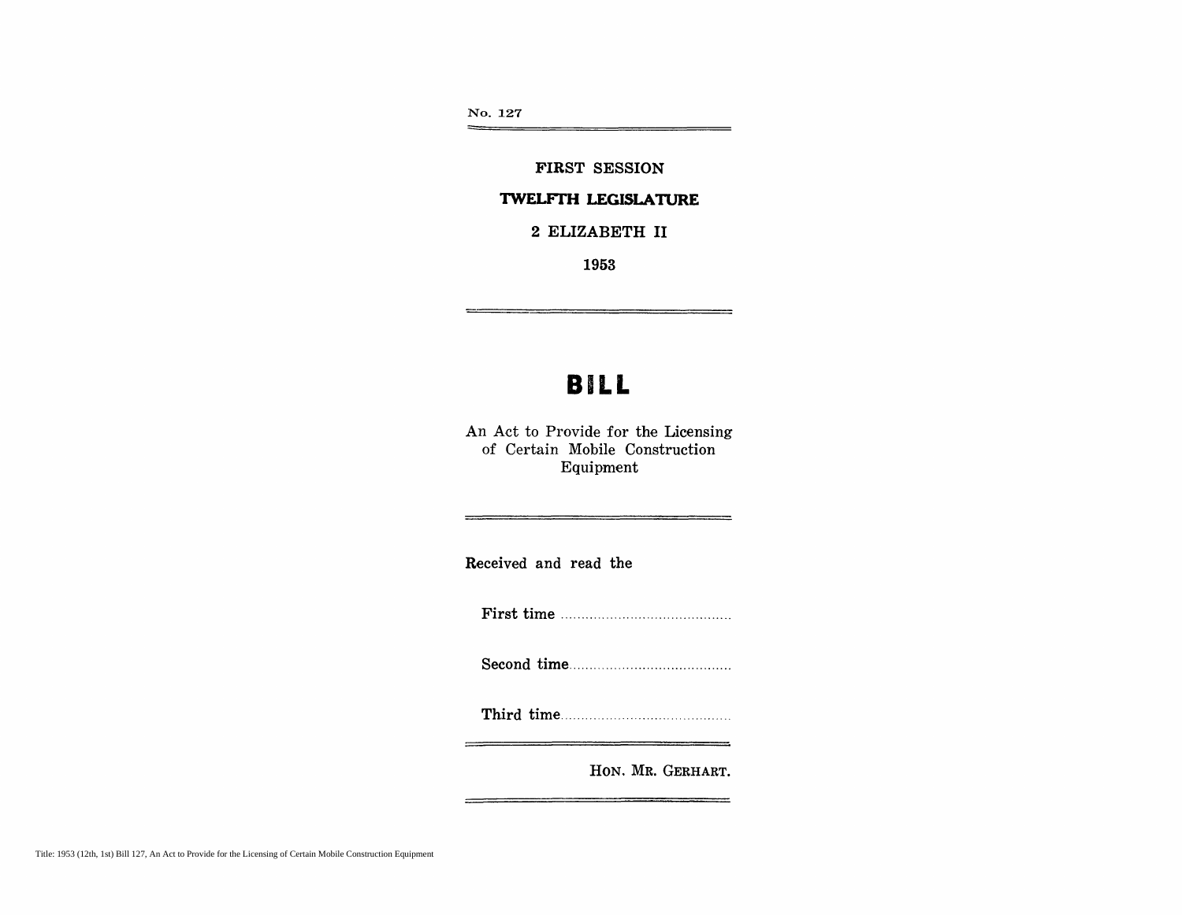No. 127

FIRST SESSION

**TWELFTH LEGISLATURE**

2 ELIZABETH II

1953

# BILL

An Act to Provide for the Licensing of Certain Mobile Construction Equipment

Received and read the

First time ........................................

Second time........................................

Third time........................................

HON. MR. GERHART.

Title: 1953 (12th, 1st) Bill 127, An Act to Provide for the Licensing of Certain Mobile Construction Equipment